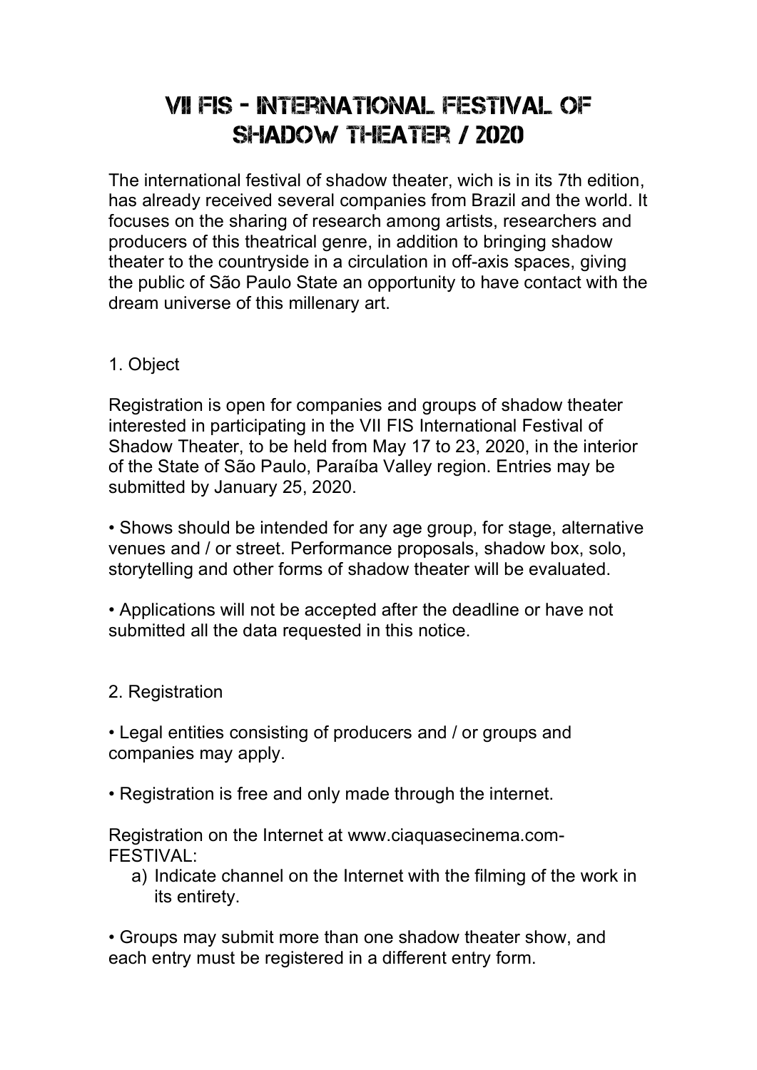# VII FIS - INTERNATIONAL FESTIVAL OF SHADOW THEATER / 2020

The international festival of shadow theater, wich is in its 7th edition, has already received several companies from Brazil and the world. It focuses on the sharing of research among artists, researchers and producers of this theatrical genre, in addition to bringing shadow theater to the countryside in a circulation in off-axis spaces, giving the public of São Paulo State an opportunity to have contact with the dream universe of this millenary art.

## 1. Object

Registration is open for companies and groups of shadow theater interested in participating in the VII FIS International Festival of Shadow Theater, to be held from May 17 to 23, 2020, in the interior of the State of São Paulo, Paraíba Valley region. Entries may be submitted by January 25, 2020.

- Shows should be intended for any age group, for stage, alternative venues and / or street. Performance proposals, shadow box, solo, storytelling and other forms of shadow theater will be evaluated.

- Applications will not be accepted after the deadline or have not submitted all the data requested in this notice.

## 2. Registration

- Legal entities consisting of producers and / or groups and companies may apply.

- Registration is free and only made through the internet.

Registration on the Internet at www.ciaquasecinema.com-FESTIVAL:

a) Indicate channel on the Internet with the filming of the work in its entirety.

- Groups may submit more than one shadow theater show, and each entry must be registered in a different entry form.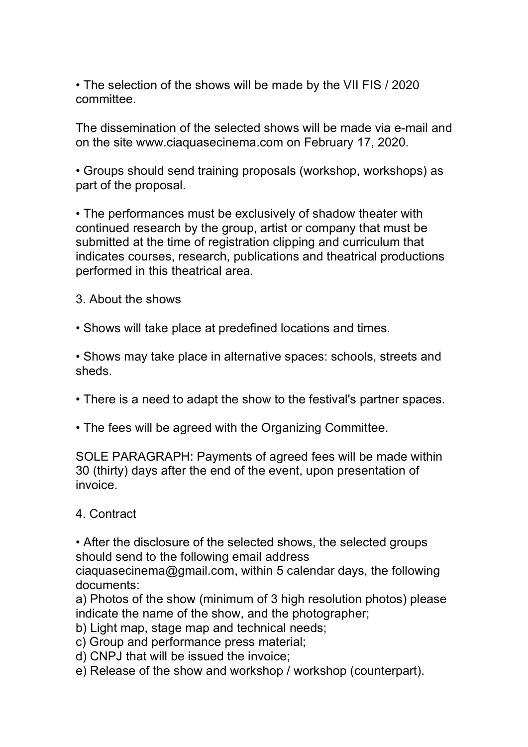- The selection of the shows will be made by the VII FIS / 2020 committee.

The dissemination of the selected shows will be made via e-mail and on the site www.ciaquasecinema.com on February 17, 2020.

- Groups should send training proposals (workshop, workshops) as part of the proposal.

- The performances must be exclusively of shadow theater with continued research by the group, artist or company that must be submitted at the time of registration clipping and curriculum that indicates courses, research, publications and theatrical productions performed in this theatrical area.

## 3. About the shows

- Shows will take place at predefined locations and times.

- Shows may take place in alternative spaces: schools, streets and sheds.

- There is a need to adapt the show to the festival's partner spaces.

- The fees will be agreed with the Organizing Committee.

SOLE PARAGRAPH: Payments of agreed fees will be made within 30 (thirty) days after the end of the event, upon presentation of invoice.

## 4. Contract

- After the disclosure of the selected shows, the selected groups should send to the following email address ciaquasecinema@gmail.com, within 5 calendar days, the following documents:

a) Photos of the show (minimum of 3 high resolution photos) please indicate the name of the show, and the photographer;
b) Light map, stage map and technical needs;
c) Group and performance press material;
d) CNPJ that will be issued the invoice;
e) Release of the show and workshop / workshop (counterpart).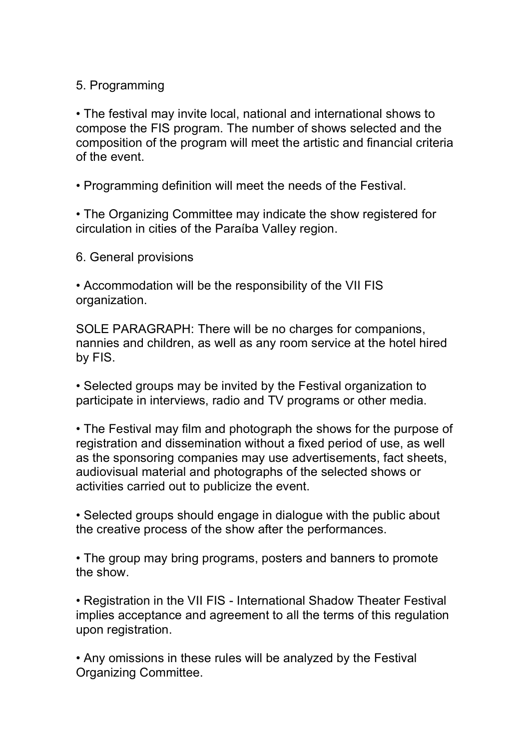## 5. Programming

- The festival may invite local, national and international shows to compose the FIS program. The number of shows selected and the composition of the program will meet the artistic and financial criteria of the event.

- Programming definition will meet the needs of the Festival.

- The Organizing Committee may indicate the show registered for circulation in cities of the Paraíba Valley region.

## 6. General provisions

- Accommodation will be the responsibility of the VII FIS organization.

SOLE PARAGRAPH: There will be no charges for companions, nannies and children, as well as any room service at the hotel hired by FIS.

- Selected groups may be invited by the Festival organization to participate in interviews, radio and TV programs or other media.

- The Festival may film and photograph the shows for the purpose of registration and dissemination without a fixed period of use, as well as the sponsoring companies may use advertisements, fact sheets, audiovisual material and photographs of the selected shows or activities carried out to publicize the event.

- Selected groups should engage in dialogue with the public about the creative process of the show after the performances.

- The group may bring programs, posters and banners to promote the show.

- Registration in the VII FIS - International Shadow Theater Festival implies acceptance and agreement to all the terms of this regulation upon registration.

- Any omissions in these rules will be analyzed by the Festival Organizing Committee.